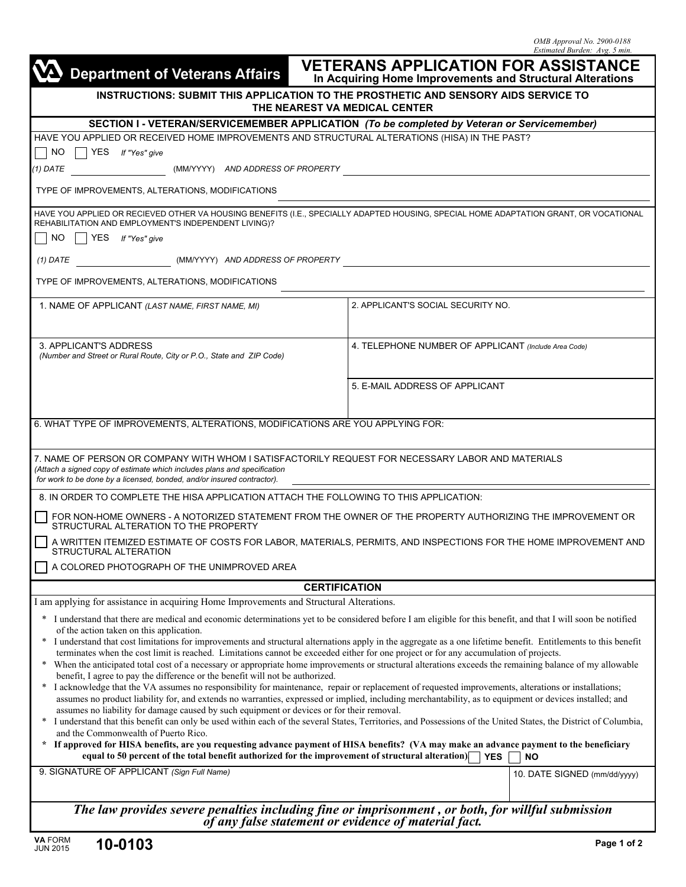OMB Approval No. 2900-0188
Estimated Burden: Avg. 5 min.

**Department of Veterans Affairs**

# VETERANS APPLICATION FOR ASSISTANCE
## In Acquiring Home Improvements and Structural Alterations

**INSTRUCTIONS: SUBMIT THIS APPLICATION TO THE PROSTHETIC AND SENSORY AIDS SERVICE TO THE NEAREST VA MEDICAL CENTER**

### SECTION I - VETERAN/SERVICEMEMBER APPLICATION *(To be completed by Veteran or Servicemember)*

HAVE YOU APPLIED OR RECEIVED HOME IMPROVEMENTS AND STRUCTURAL ALTERATIONS (HISA) IN THE PAST?

☐ NO ☐ YES *If "Yes" give*

*(1) DATE* ____________ (MM/YYYY) *AND ADDRESS OF PROPERTY* ____________

TYPE OF IMPROVEMENTS, ALTERATIONS, MODIFICATIONS ____________

HAVE YOU APPLIED OR RECIEVED OTHER VA HOUSING BENEFITS (I.E., SPECIALLY ADAPTED HOUSING, SPECIAL HOME ADAPTATION GRANT, OR VOCATIONAL REHABILITATION AND EMPLOYMENT'S INDEPENDENT LIVING)?

☐ NO ☐ YES *If "Yes" give*

*(1) DATE* ____________ (MM/YYYY) *AND ADDRESS OF PROPERTY* ____________

TYPE OF IMPROVEMENTS, ALTERATIONS, MODIFICATIONS ____________

| 1. NAME OF APPLICANT *(LAST NAME, FIRST NAME, MI)* | 2. APPLICANT'S SOCIAL SECURITY NO. |
|---|---|
| 3. APPLICANT'S ADDRESS *(Number and Street or Rural Route, City or P.O., State and ZIP Code)* | 4. TELEPHONE NUMBER OF APPLICANT *(Include Area Code)* |
| | 5. E-MAIL ADDRESS OF APPLICANT |

6. WHAT TYPE OF IMPROVEMENTS, ALTERATIONS, MODIFICATIONS ARE YOU APPLYING FOR:

7. NAME OF PERSON OR COMPANY WITH WHOM I SATISFACTORILY REQUEST FOR NECESSARY LABOR AND MATERIALS
*(Attach a signed copy of estimate which includes plans and specification for work to be done by a licensed, bonded, and/or insured contractor).* ____________

8. IN ORDER TO COMPLETE THE HISA APPLICATION ATTACH THE FOLLOWING TO THIS APPLICATION:

☐ FOR NON-HOME OWNERS - A NOTORIZED STATEMENT FROM THE OWNER OF THE PROPERTY AUTHORIZING THE IMPROVEMENT OR STRUCTURAL ALTERATION TO THE PROPERTY

☐ A WRITTEN ITEMIZED ESTIMATE OF COSTS FOR LABOR, MATERIALS, PERMITS, AND INSPECTIONS FOR THE HOME IMPROVEMENT AND STRUCTURAL ALTERATION

☐ A COLORED PHOTOGRAPH OF THE UNIMPROVED AREA

### CERTIFICATION

I am applying for assistance in acquiring Home Improvements and Structural Alterations.

- I understand that there are medical and economic determinations yet to be considered before I am eligible for this benefit, and that I will soon be notified of the action taken on this application.
- I understand that cost limitations for improvements and structural alternations apply in the aggregate as a one lifetime benefit. Entitlements to this benefit terminates when the cost limit is reached. Limitations cannot be exceeded either for one project or for any accumulation of projects.
- When the anticipated total cost of a necessary or appropriate home improvements or structural alterations exceeds the remaining balance of my allowable benefit, I agree to pay the difference or the benefit will not be authorized.
- I acknowledge that the VA assumes no responsibility for maintenance, repair or replacement of requested improvements, alterations or installations; assumes no product liability for, and extends no warranties, expressed or implied, including merchantability, as to equipment or devices installed; and assumes no liability for damage caused by such equipment or devices or for their removal.
- I understand that this benefit can only be used within each of the several States, Territories, and Possessions of the United States, the District of Columbia, and the Commonwealth of Puerto Rico.
- **If approved for HISA benefits, are you requesting advance payment of HISA benefits? (VA may make an advance payment to the beneficiary equal to 50 percent of the total benefit authorized for the improvement of structural alteration)** ☐ **YES** ☐ **NO**

| 9. SIGNATURE OF APPLICANT *(Sign Full Name)* | 10. DATE SIGNED (mm/dd/yyyy) |
|---|---|
| | |

***The law provides severe penalties including fine or imprisonment , or both, for willful submission of any false statement or evidence of material fact.***

VA FORM JUN 2015 **10-0103**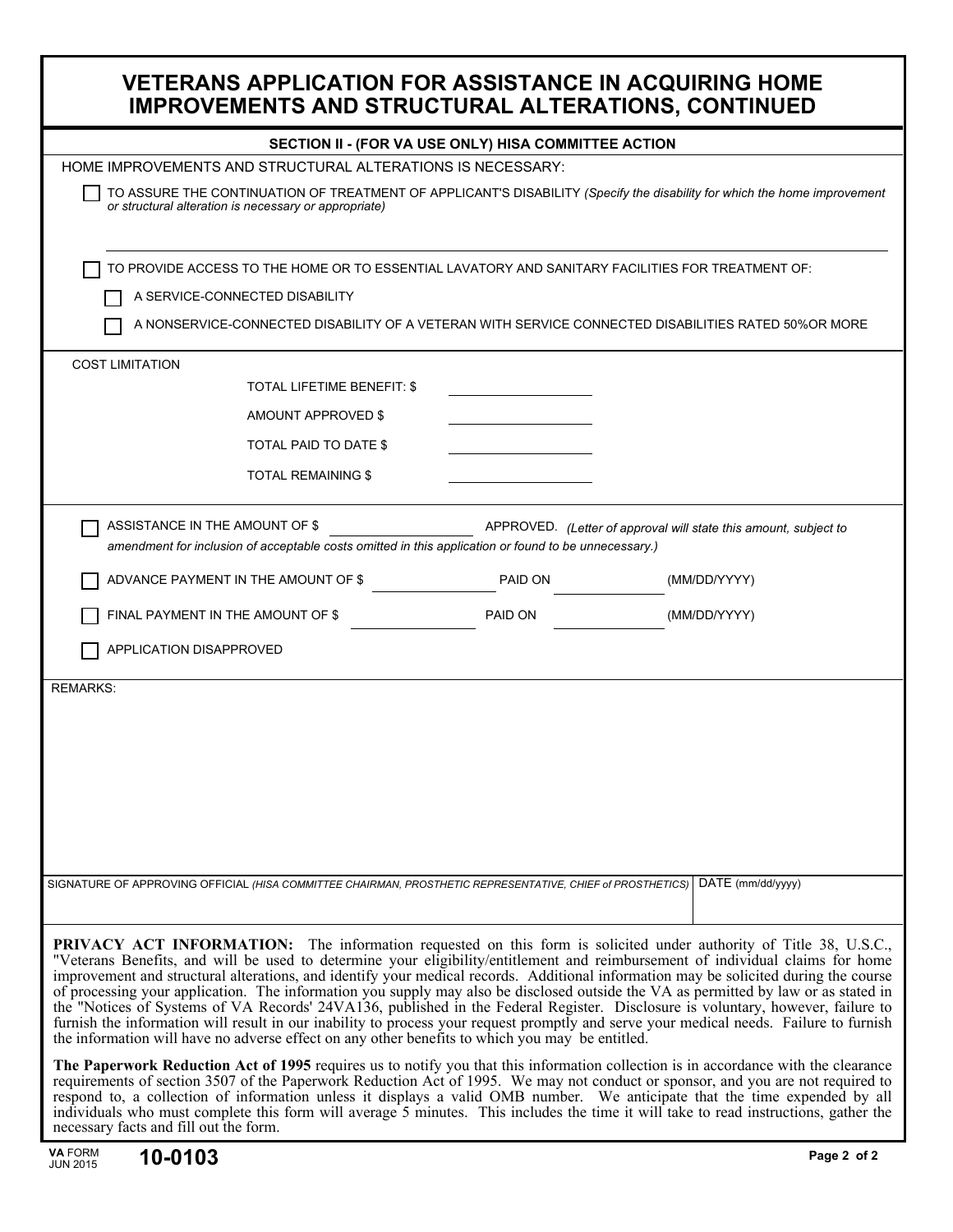# VETERANS APPLICATION FOR ASSISTANCE IN ACQUIRING HOME IMPROVEMENTS AND STRUCTURAL ALTERATIONS, CONTINUED

## SECTION II - (FOR VA USE ONLY) HISA COMMITTEE ACTION

HOME IMPROVEMENTS AND STRUCTURAL ALTERATIONS IS NECESSARY:

☐ TO ASSURE THE CONTINUATION OF TREATMENT OF APPLICANT'S DISABILITY *(Specify the disability for which the home improvement or structural alteration is necessary or appropriate)*

______________________________________________

☐ TO PROVIDE ACCESS TO THE HOME OR TO ESSENTIAL LAVATORY AND SANITARY FACILITIES FOR TREATMENT OF:

☐ A SERVICE-CONNECTED DISABILITY

☐ A NONSERVICE-CONNECTED DISABILITY OF A VETERAN WITH SERVICE CONNECTED DISABILITIES RATED 50%OR MORE

COST LIMITATION

TOTAL LIFETIME BENEFIT: $ ____________

AMOUNT APPROVED $ ____________

TOTAL PAID TO DATE $ ____________

TOTAL REMAINING $ ____________

☐ ASSISTANCE IN THE AMOUNT OF $ ____________ APPROVED. *(Letter of approval will state this amount, subject to amendment for inclusion of acceptable costs omitted in this application or found to be unnecessary.)*

☐ ADVANCE PAYMENT IN THE AMOUNT OF $ ____________ PAID ON ____________ (MM/DD/YYYY)

☐ FINAL PAYMENT IN THE AMOUNT OF $ ____________ PAID ON ____________ (MM/DD/YYYY)

☐ APPLICATION DISAPPROVED

REMARKS:

SIGNATURE OF APPROVING OFFICIAL *(HISA COMMITTEE CHAIRMAN, PROSTHETIC REPRESENTATIVE, CHIEF of PROSTHETICS)* | DATE (mm/dd/yyyy)

**PRIVACY ACT INFORMATION:** The information requested on this form is solicited under authority of Title 38, U.S.C., "Veterans Benefits, and will be used to determine your eligibility/entitlement and reimbursement of individual claims for home improvement and structural alterations, and identify your medical records. Additional information may be solicited during the course of processing your application. The information you supply may also be disclosed outside the VA as permitted by law or as stated in the "Notices of Systems of VA Records' 24VA136, published in the Federal Register. Disclosure is voluntary, however, failure to furnish the information will result in our inability to process your request promptly and serve your medical needs. Failure to furnish the information will have no adverse effect on any other benefits to which you may be entitled.

**The Paperwork Reduction Act of 1995** requires us to notify you that this information collection is in accordance with the clearance requirements of section 3507 of the Paperwork Reduction Act of 1995. We may not conduct or sponsor, and you are not required to respond to, a collection of information unless it displays a valid OMB number. We anticipate that the time expended by all individuals who must complete this form will average 5 minutes. This includes the time it will take to read instructions, gather the necessary facts and fill out the form.

**VA** FORM JUN 2015 **10-0103**